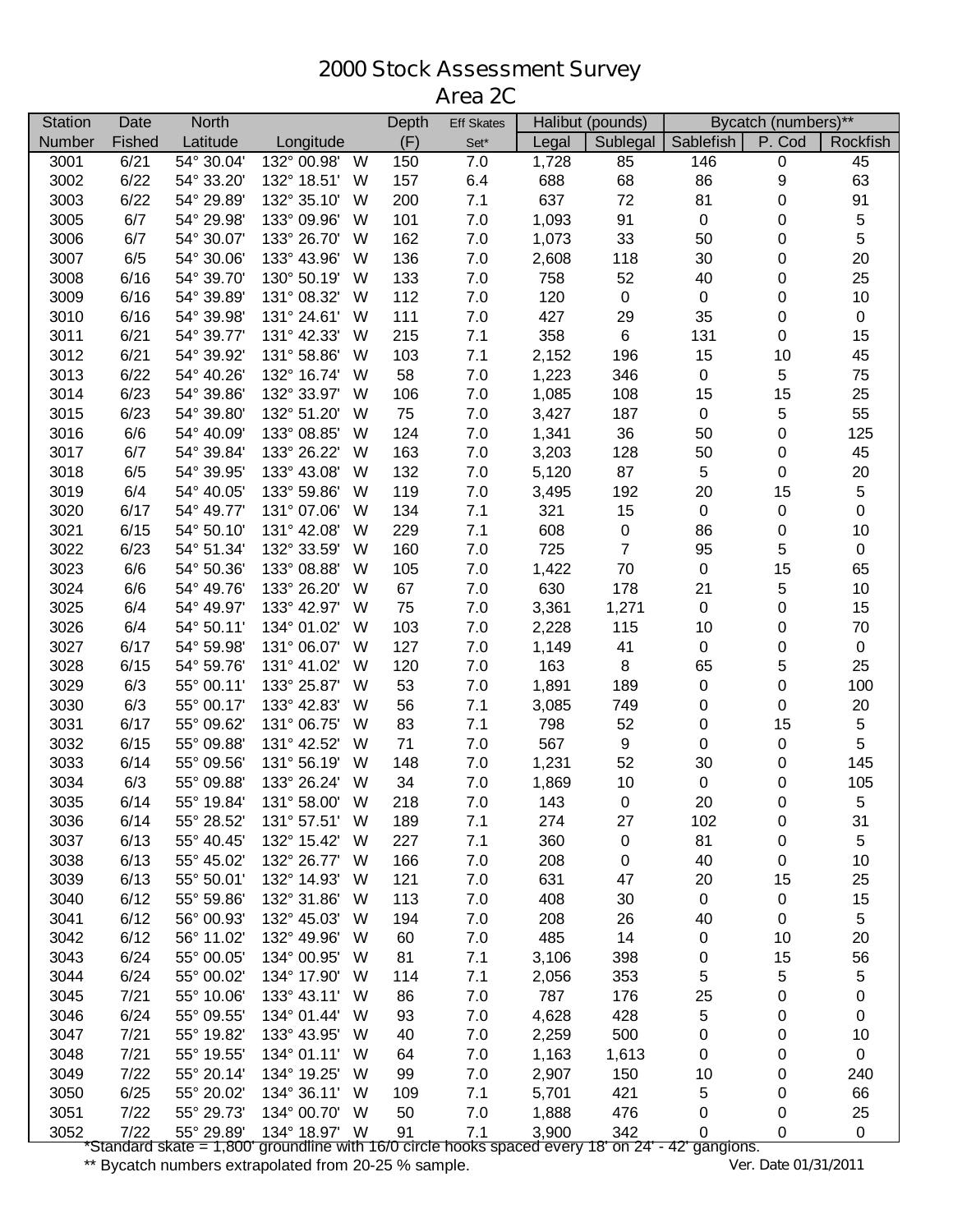# 2000 Stock Assessment Survey
## Area 2C

| Station | Date | North | | | Depth | Eff Skates | Halibut (pounds) | | Bycatch (numbers)** | | |
|---|---|---|---|---|---|---|---|---|---|---|---|
| Number | Fished | Latitude | Longitude | | (F) | Set* | Legal | Sublegal | Sablefish | P. Cod | Rockfish |
| 3001 | 6/21 | 54° 30.04' | 132° 00.98' | W | 150 | 7.0 | 1,728 | 85 | 146 | 0 | 45 |
| 3002 | 6/22 | 54° 33.20' | 132° 18.51' | W | 157 | 6.4 | 688 | 68 | 86 | 9 | 63 |
| 3003 | 6/22 | 54° 29.89' | 132° 35.10' | W | 200 | 7.1 | 637 | 72 | 81 | 0 | 91 |
| 3005 | 6/7 | 54° 29.98' | 133° 09.96' | W | 101 | 7.0 | 1,093 | 91 | 0 | 0 | 5 |
| 3006 | 6/7 | 54° 30.07' | 133° 26.70' | W | 162 | 7.0 | 1,073 | 33 | 50 | 0 | 5 |
| 3007 | 6/5 | 54° 30.06' | 133° 43.96' | W | 136 | 7.0 | 2,608 | 118 | 30 | 0 | 20 |
| 3008 | 6/16 | 54° 39.70' | 130° 50.19' | W | 133 | 7.0 | 758 | 52 | 40 | 0 | 25 |
| 3009 | 6/16 | 54° 39.89' | 131° 08.32' | W | 112 | 7.0 | 120 | 0 | 0 | 0 | 10 |
| 3010 | 6/16 | 54° 39.98' | 131° 24.61' | W | 111 | 7.0 | 427 | 29 | 35 | 0 | 0 |
| 3011 | 6/21 | 54° 39.77' | 131° 42.33' | W | 215 | 7.1 | 358 | 6 | 131 | 0 | 15 |
| 3012 | 6/21 | 54° 39.92' | 131° 58.86' | W | 103 | 7.1 | 2,152 | 196 | 15 | 10 | 45 |
| 3013 | 6/22 | 54° 40.26' | 132° 16.74' | W | 58 | 7.0 | 1,223 | 346 | 0 | 5 | 75 |
| 3014 | 6/23 | 54° 39.86' | 132° 33.97' | W | 106 | 7.0 | 1,085 | 108 | 15 | 15 | 25 |
| 3015 | 6/23 | 54° 39.80' | 132° 51.20' | W | 75 | 7.0 | 3,427 | 187 | 0 | 5 | 55 |
| 3016 | 6/6 | 54° 40.09' | 133° 08.85' | W | 124 | 7.0 | 1,341 | 36 | 50 | 0 | 125 |
| 3017 | 6/7 | 54° 39.84' | 133° 26.22' | W | 163 | 7.0 | 3,203 | 128 | 50 | 0 | 45 |
| 3018 | 6/5 | 54° 39.95' | 133° 43.08' | W | 132 | 7.0 | 5,120 | 87 | 5 | 0 | 20 |
| 3019 | 6/4 | 54° 40.05' | 133° 59.86' | W | 119 | 7.0 | 3,495 | 192 | 20 | 15 | 5 |
| 3020 | 6/17 | 54° 49.77' | 131° 07.06' | W | 134 | 7.1 | 321 | 15 | 0 | 0 | 0 |
| 3021 | 6/15 | 54° 50.10' | 131° 42.08' | W | 229 | 7.1 | 608 | 0 | 86 | 0 | 10 |
| 3022 | 6/23 | 54° 51.34' | 132° 33.59' | W | 160 | 7.0 | 725 | 7 | 95 | 5 | 0 |
| 3023 | 6/6 | 54° 50.36' | 133° 08.88' | W | 105 | 7.0 | 1,422 | 70 | 0 | 15 | 65 |
| 3024 | 6/6 | 54° 49.76' | 133° 26.20' | W | 67 | 7.0 | 630 | 178 | 21 | 5 | 10 |
| 3025 | 6/4 | 54° 49.97' | 133° 42.97' | W | 75 | 7.0 | 3,361 | 1,271 | 0 | 0 | 15 |
| 3026 | 6/4 | 54° 50.11' | 134° 01.02' | W | 103 | 7.0 | 2,228 | 115 | 10 | 0 | 70 |
| 3027 | 6/17 | 54° 59.98' | 131° 06.07' | W | 127 | 7.0 | 1,149 | 41 | 0 | 0 | 0 |
| 3028 | 6/15 | 54° 59.76' | 131° 41.02' | W | 120 | 7.0 | 163 | 8 | 65 | 5 | 25 |
| 3029 | 6/3 | 55° 00.11' | 133° 25.87' | W | 53 | 7.0 | 1,891 | 189 | 0 | 0 | 100 |
| 3030 | 6/3 | 55° 00.17' | 133° 42.83' | W | 56 | 7.1 | 3,085 | 749 | 0 | 0 | 20 |
| 3031 | 6/17 | 55° 09.62' | 131° 06.75' | W | 83 | 7.1 | 798 | 52 | 0 | 15 | 5 |
| 3032 | 6/15 | 55° 09.88' | 131° 42.52' | W | 71 | 7.0 | 567 | 9 | 0 | 0 | 5 |
| 3033 | 6/14 | 55° 09.56' | 131° 56.19' | W | 148 | 7.0 | 1,231 | 52 | 30 | 0 | 145 |
| 3034 | 6/3 | 55° 09.88' | 133° 26.24' | W | 34 | 7.0 | 1,869 | 10 | 0 | 0 | 105 |
| 3035 | 6/14 | 55° 19.84' | 131° 58.00' | W | 218 | 7.0 | 143 | 0 | 20 | 0 | 5 |
| 3036 | 6/14 | 55° 28.52' | 131° 57.51' | W | 189 | 7.1 | 274 | 27 | 102 | 0 | 31 |
| 3037 | 6/13 | 55° 40.45' | 132° 15.42' | W | 227 | 7.1 | 360 | 0 | 81 | 0 | 5 |
| 3038 | 6/13 | 55° 45.02' | 132° 26.77' | W | 166 | 7.0 | 208 | 0 | 40 | 0 | 10 |
| 3039 | 6/13 | 55° 50.01' | 132° 14.93' | W | 121 | 7.0 | 631 | 47 | 20 | 15 | 25 |
| 3040 | 6/12 | 55° 59.86' | 132° 31.86' | W | 113 | 7.0 | 408 | 30 | 0 | 0 | 15 |
| 3041 | 6/12 | 56° 00.93' | 132° 45.03' | W | 194 | 7.0 | 208 | 26 | 40 | 0 | 5 |
| 3042 | 6/12 | 56° 11.02' | 132° 49.96' | W | 60 | 7.0 | 485 | 14 | 0 | 10 | 20 |
| 3043 | 6/24 | 55° 00.05' | 134° 00.95' | W | 81 | 7.1 | 3,106 | 398 | 0 | 15 | 56 |
| 3044 | 6/24 | 55° 00.02' | 134° 17.90' | W | 114 | 7.1 | 2,056 | 353 | 5 | 5 | 5 |
| 3045 | 7/21 | 55° 10.06' | 133° 43.11' | W | 86 | 7.0 | 787 | 176 | 25 | 0 | 0 |
| 3046 | 6/24 | 55° 09.55' | 134° 01.44' | W | 93 | 7.0 | 4,628 | 428 | 5 | 0 | 0 |
| 3047 | 7/21 | 55° 19.82' | 133° 43.95' | W | 40 | 7.0 | 2,259 | 500 | 0 | 0 | 10 |
| 3048 | 7/21 | 55° 19.55' | 134° 01.11' | W | 64 | 7.0 | 1,163 | 1,613 | 0 | 0 | 0 |
| 3049 | 7/22 | 55° 20.14' | 134° 19.25' | W | 99 | 7.0 | 2,907 | 150 | 10 | 0 | 240 |
| 3050 | 6/25 | 55° 20.02' | 134° 36.11' | W | 109 | 7.1 | 5,701 | 421 | 5 | 0 | 66 |
| 3051 | 7/22 | 55° 29.73' | 134° 00.70' | W | 50 | 7.0 | 1,888 | 476 | 0 | 0 | 25 |
| 3052 | 7/22 | 55° 29.89' | 134° 18.97' | W | 91 | 7.1 | 3,900 | 342 | 0 | 0 | 0 |

*Standard skate = 1,800' groundline with 16/0 circle hooks spaced every 18' on 24' - 42' gangions.

** Bycatch numbers extrapolated from 20-25 % sample.

Ver. Date 01/31/2011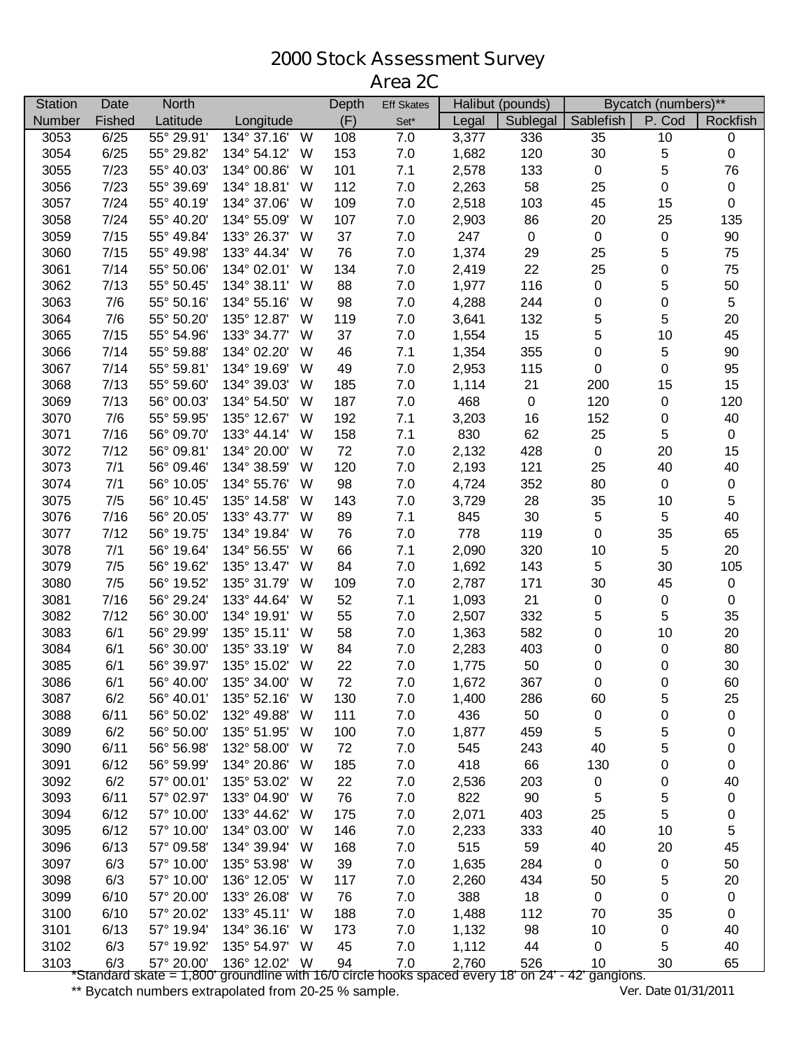# 2000 Stock Assessment Survey
## Area 2C

| Station | Date | North | | | Depth | Eff Skates | Halibut (pounds) | | Bycatch (numbers)** | | |
|---|---|---|---|---|---|---|---|---|---|---|---|
| Number | Fished | Latitude | Longitude | | (F) | Set* | Legal | Sublegal | Sablefish | P. Cod | Rockfish |
| 3053 | 6/25 | 55° 29.91' | 134° 37.16' | W | 108 | 7.0 | 3,377 | 336 | 35 | 10 | 0 |
| 3054 | 6/25 | 55° 29.82' | 134° 54.12' | W | 153 | 7.0 | 1,682 | 120 | 30 | 5 | 0 |
| 3055 | 7/23 | 55° 40.03' | 134° 00.86' | W | 101 | 7.1 | 2,578 | 133 | 0 | 5 | 76 |
| 3056 | 7/23 | 55° 39.69' | 134° 18.81' | W | 112 | 7.0 | 2,263 | 58 | 25 | 0 | 0 |
| 3057 | 7/24 | 55° 40.19' | 134° 37.06' | W | 109 | 7.0 | 2,518 | 103 | 45 | 15 | 0 |
| 3058 | 7/24 | 55° 40.20' | 134° 55.09' | W | 107 | 7.0 | 2,903 | 86 | 20 | 25 | 135 |
| 3059 | 7/15 | 55° 49.84' | 133° 26.37' | W | 37 | 7.0 | 247 | 0 | 0 | 0 | 90 |
| 3060 | 7/15 | 55° 49.98' | 133° 44.34' | W | 76 | 7.0 | 1,374 | 29 | 25 | 5 | 75 |
| 3061 | 7/14 | 55° 50.06' | 134° 02.01' | W | 134 | 7.0 | 2,419 | 22 | 25 | 0 | 75 |
| 3062 | 7/13 | 55° 50.45' | 134° 38.11' | W | 88 | 7.0 | 1,977 | 116 | 0 | 5 | 50 |
| 3063 | 7/6 | 55° 50.16' | 134° 55.16' | W | 98 | 7.0 | 4,288 | 244 | 0 | 0 | 5 |
| 3064 | 7/6 | 55° 50.20' | 135° 12.87' | W | 119 | 7.0 | 3,641 | 132 | 5 | 5 | 20 |
| 3065 | 7/15 | 55° 54.96' | 133° 34.77' | W | 37 | 7.0 | 1,554 | 15 | 5 | 10 | 45 |
| 3066 | 7/14 | 55° 59.88' | 134° 02.20' | W | 46 | 7.1 | 1,354 | 355 | 0 | 5 | 90 |
| 3067 | 7/14 | 55° 59.81' | 134° 19.69' | W | 49 | 7.0 | 2,953 | 115 | 0 | 0 | 95 |
| 3068 | 7/13 | 55° 59.60' | 134° 39.03' | W | 185 | 7.0 | 1,114 | 21 | 200 | 15 | 15 |
| 3069 | 7/13 | 56° 00.03' | 134° 54.50' | W | 187 | 7.0 | 468 | 0 | 120 | 0 | 120 |
| 3070 | 7/6 | 55° 59.95' | 135° 12.67' | W | 192 | 7.1 | 3,203 | 16 | 152 | 0 | 40 |
| 3071 | 7/16 | 56° 09.70' | 133° 44.14' | W | 158 | 7.1 | 830 | 62 | 25 | 5 | 0 |
| 3072 | 7/12 | 56° 09.81' | 134° 20.00' | W | 72 | 7.0 | 2,132 | 428 | 0 | 20 | 15 |
| 3073 | 7/1 | 56° 09.46' | 134° 38.59' | W | 120 | 7.0 | 2,193 | 121 | 25 | 40 | 40 |
| 3074 | 7/1 | 56° 10.05' | 134° 55.76' | W | 98 | 7.0 | 4,724 | 352 | 80 | 0 | 0 |
| 3075 | 7/5 | 56° 10.45' | 135° 14.58' | W | 143 | 7.0 | 3,729 | 28 | 35 | 10 | 5 |
| 3076 | 7/16 | 56° 20.05' | 133° 43.77' | W | 89 | 7.1 | 845 | 30 | 5 | 5 | 40 |
| 3077 | 7/12 | 56° 19.75' | 134° 19.84' | W | 76 | 7.0 | 778 | 119 | 0 | 35 | 65 |
| 3078 | 7/1 | 56° 19.64' | 134° 56.55' | W | 66 | 7.1 | 2,090 | 320 | 10 | 5 | 20 |
| 3079 | 7/5 | 56° 19.62' | 135° 13.47' | W | 84 | 7.0 | 1,692 | 143 | 5 | 30 | 105 |
| 3080 | 7/5 | 56° 19.52' | 135° 31.79' | W | 109 | 7.0 | 2,787 | 171 | 30 | 45 | 0 |
| 3081 | 7/16 | 56° 29.24' | 133° 44.64' | W | 52 | 7.1 | 1,093 | 21 | 0 | 0 | 0 |
| 3082 | 7/12 | 56° 30.00' | 134° 19.91' | W | 55 | 7.0 | 2,507 | 332 | 5 | 5 | 35 |
| 3083 | 6/1 | 56° 29.99' | 135° 15.11' | W | 58 | 7.0 | 1,363 | 582 | 0 | 10 | 20 |
| 3084 | 6/1 | 56° 30.00' | 135° 33.19' | W | 84 | 7.0 | 2,283 | 403 | 0 | 0 | 80 |
| 3085 | 6/1 | 56° 39.97' | 135° 15.02' | W | 22 | 7.0 | 1,775 | 50 | 0 | 0 | 30 |
| 3086 | 6/1 | 56° 40.00' | 135° 34.00' | W | 72 | 7.0 | 1,672 | 367 | 0 | 0 | 60 |
| 3087 | 6/2 | 56° 40.01' | 135° 52.16' | W | 130 | 7.0 | 1,400 | 286 | 60 | 5 | 25 |
| 3088 | 6/11 | 56° 50.02' | 132° 49.88' | W | 111 | 7.0 | 436 | 50 | 0 | 0 | 0 |
| 3089 | 6/2 | 56° 50.00' | 135° 51.95' | W | 100 | 7.0 | 1,877 | 459 | 5 | 5 | 0 |
| 3090 | 6/11 | 56° 56.98' | 132° 58.00' | W | 72 | 7.0 | 545 | 243 | 40 | 5 | 0 |
| 3091 | 6/12 | 56° 59.99' | 134° 20.86' | W | 185 | 7.0 | 418 | 66 | 130 | 0 | 0 |
| 3092 | 6/2 | 57° 00.01' | 135° 53.02' | W | 22 | 7.0 | 2,536 | 203 | 0 | 0 | 40 |
| 3093 | 6/11 | 57° 02.97' | 133° 04.90' | W | 76 | 7.0 | 822 | 90 | 5 | 5 | 0 |
| 3094 | 6/12 | 57° 10.00' | 133° 44.62' | W | 175 | 7.0 | 2,071 | 403 | 25 | 5 | 0 |
| 3095 | 6/12 | 57° 10.00' | 134° 03.00' | W | 146 | 7.0 | 2,233 | 333 | 40 | 10 | 5 |
| 3096 | 6/13 | 57° 09.58' | 134° 39.94' | W | 168 | 7.0 | 515 | 59 | 40 | 20 | 45 |
| 3097 | 6/3 | 57° 10.00' | 135° 53.98' | W | 39 | 7.0 | 1,635 | 284 | 0 | 0 | 50 |
| 3098 | 6/3 | 57° 10.00' | 136° 12.05' | W | 117 | 7.0 | 2,260 | 434 | 50 | 5 | 20 |
| 3099 | 6/10 | 57° 20.00' | 133° 26.08' | W | 76 | 7.0 | 388 | 18 | 0 | 0 | 0 |
| 3100 | 6/10 | 57° 20.02' | 133° 45.11' | W | 188 | 7.0 | 1,488 | 112 | 70 | 35 | 0 |
| 3101 | 6/13 | 57° 19.94' | 134° 36.16' | W | 173 | 7.0 | 1,132 | 98 | 10 | 0 | 40 |
| 3102 | 6/3 | 57° 19.92' | 135° 54.97' | W | 45 | 7.0 | 1,112 | 44 | 0 | 5 | 40 |
| 3103 | 6/3 | 57° 20.00' | 136° 12.02' | W | 94 | 7.0 | 2,760 | 526 | 10 | 30 | 65 |

*Standard skate = 1,800' groundline with 16/0 circle hooks spaced every 18' on 24' - 42' gangions.

** Bycatch numbers extrapolated from 20-25 % sample.

Ver. Date 01/31/2011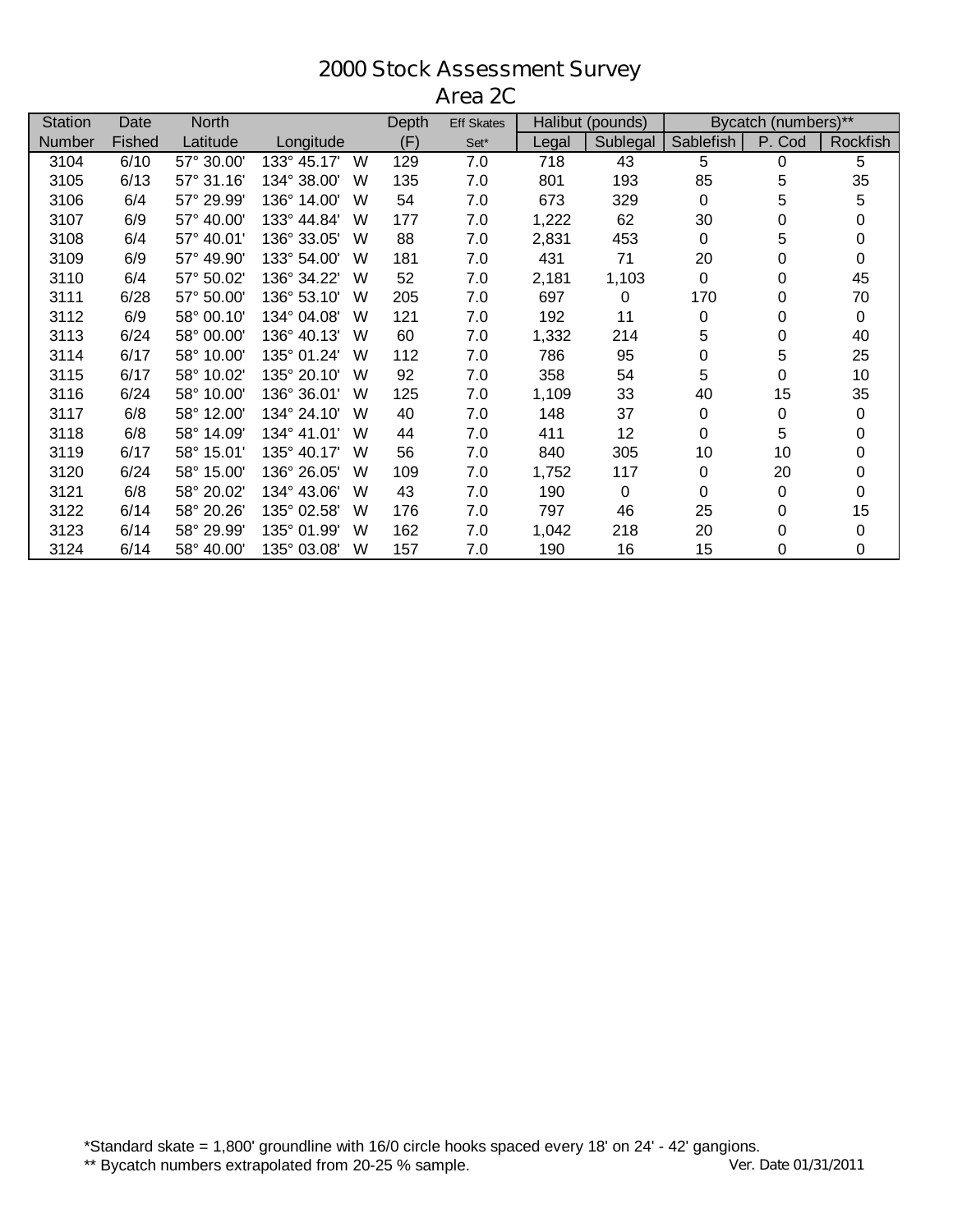# 2000 Stock Assessment Survey
## Area 2C

| Station | Date | North | | | Depth | Eff Skates | Halibut (pounds) | | Bycatch (numbers)** | | |
|---|---|---|---|---|---|---|---|---|---|---|---|
| Number | Fished | Latitude | Longitude | | (F) | Set* | Legal | Sublegal | Sablefish | P. Cod | Rockfish |
| 3104 | 6/10 | 57° 30.00' | 133° 45.17' | W | 129 | 7.0 | 718 | 43 | 5 | 0 | 5 |
| 3105 | 6/13 | 57° 31.16' | 134° 38.00' | W | 135 | 7.0 | 801 | 193 | 85 | 5 | 35 |
| 3106 | 6/4 | 57° 29.99' | 136° 14.00' | W | 54 | 7.0 | 673 | 329 | 0 | 5 | 5 |
| 3107 | 6/9 | 57° 40.00' | 133° 44.84' | W | 177 | 7.0 | 1,222 | 62 | 30 | 0 | 0 |
| 3108 | 6/4 | 57° 40.01' | 136° 33.05' | W | 88 | 7.0 | 2,831 | 453 | 0 | 5 | 0 |
| 3109 | 6/9 | 57° 49.90' | 133° 54.00' | W | 181 | 7.0 | 431 | 71 | 20 | 0 | 0 |
| 3110 | 6/4 | 57° 50.02' | 136° 34.22' | W | 52 | 7.0 | 2,181 | 1,103 | 0 | 0 | 45 |
| 3111 | 6/28 | 57° 50.00' | 136° 53.10' | W | 205 | 7.0 | 697 | 0 | 170 | 0 | 70 |
| 3112 | 6/9 | 58° 00.10' | 134° 04.08' | W | 121 | 7.0 | 192 | 11 | 0 | 0 | 0 |
| 3113 | 6/24 | 58° 00.00' | 136° 40.13' | W | 60 | 7.0 | 1,332 | 214 | 5 | 0 | 40 |
| 3114 | 6/17 | 58° 10.00' | 135° 01.24' | W | 112 | 7.0 | 786 | 95 | 0 | 5 | 25 |
| 3115 | 6/17 | 58° 10.02' | 135° 20.10' | W | 92 | 7.0 | 358 | 54 | 5 | 0 | 10 |
| 3116 | 6/24 | 58° 10.00' | 136° 36.01' | W | 125 | 7.0 | 1,109 | 33 | 40 | 15 | 35 |
| 3117 | 6/8 | 58° 12.00' | 134° 24.10' | W | 40 | 7.0 | 148 | 37 | 0 | 0 | 0 |
| 3118 | 6/8 | 58° 14.09' | 134° 41.01' | W | 44 | 7.0 | 411 | 12 | 0 | 5 | 0 |
| 3119 | 6/17 | 58° 15.01' | 135° 40.17' | W | 56 | 7.0 | 840 | 305 | 10 | 10 | 0 |
| 3120 | 6/24 | 58° 15.00' | 136° 26.05' | W | 109 | 7.0 | 1,752 | 117 | 0 | 20 | 0 |
| 3121 | 6/8 | 58° 20.02' | 134° 43.06' | W | 43 | 7.0 | 190 | 0 | 0 | 0 | 0 |
| 3122 | 6/14 | 58° 20.26' | 135° 02.58' | W | 176 | 7.0 | 797 | 46 | 25 | 0 | 15 |
| 3123 | 6/14 | 58° 29.99' | 135° 01.99' | W | 162 | 7.0 | 1,042 | 218 | 20 | 0 | 0 |
| 3124 | 6/14 | 58° 40.00' | 135° 03.08' | W | 157 | 7.0 | 190 | 16 | 15 | 0 | 0 |

*Standard skate = 1,800' groundline with 16/0 circle hooks spaced every 18' on 24' - 42' gangions.

** Bycatch numbers extrapolated from 20-25 % sample.

Ver. Date 01/31/2011